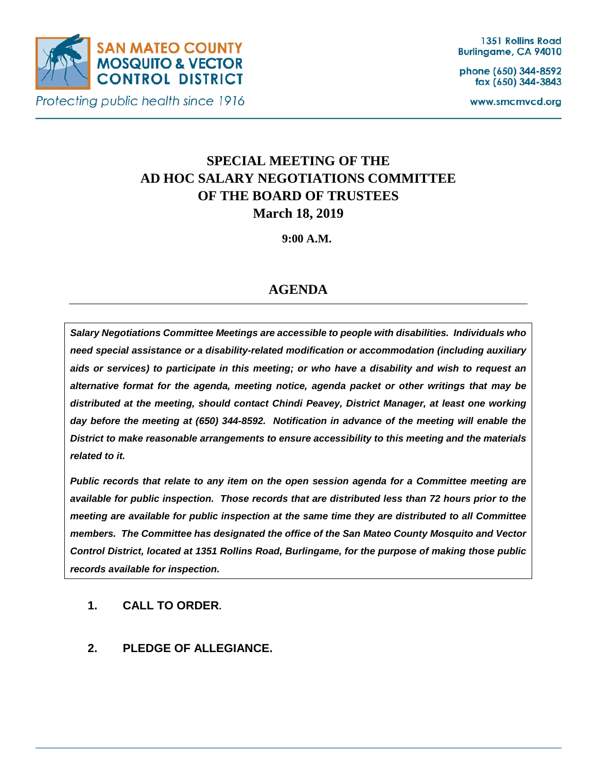SAN MATEO COUNTY
MOSQUITO & VECTOR
CONTROL DISTRICT

*Protecting public health since 1916*

1351 Rollins Road
Burlingame, CA 94010

phone (650) 344-8592
fax (650) 344-3843

www.smcmvcd.org

# SPECIAL MEETING OF THE AD HOC SALARY NEGOTIATIONS COMMITTEE OF THE BOARD OF TRUSTEES

**March 18, 2019**

**9:00 A.M.**

## AGENDA

***Salary Negotiations Committee Meetings are accessible to people with disabilities. Individuals who need special assistance or a disability-related modification or accommodation (including auxiliary aids or services) to participate in this meeting; or who have a disability and wish to request an alternative format for the agenda, meeting notice, agenda packet or other writings that may be distributed at the meeting, should contact Chindi Peavey, District Manager, at least one working day before the meeting at (650) 344-8592. Notification in advance of the meeting will enable the District to make reasonable arrangements to ensure accessibility to this meeting and the materials related to it.***

***Public records that relate to any item on the open session agenda for a Committee meeting are available for public inspection. Those records that are distributed less than 72 hours prior to the meeting are available for public inspection at the same time they are distributed to all Committee members. The Committee has designated the office of the San Mateo County Mosquito and Vector Control District, located at 1351 Rollins Road, Burlingame, for the purpose of making those public records available for inspection.***

1. **CALL TO ORDER.**

2. **PLEDGE OF ALLEGIANCE.**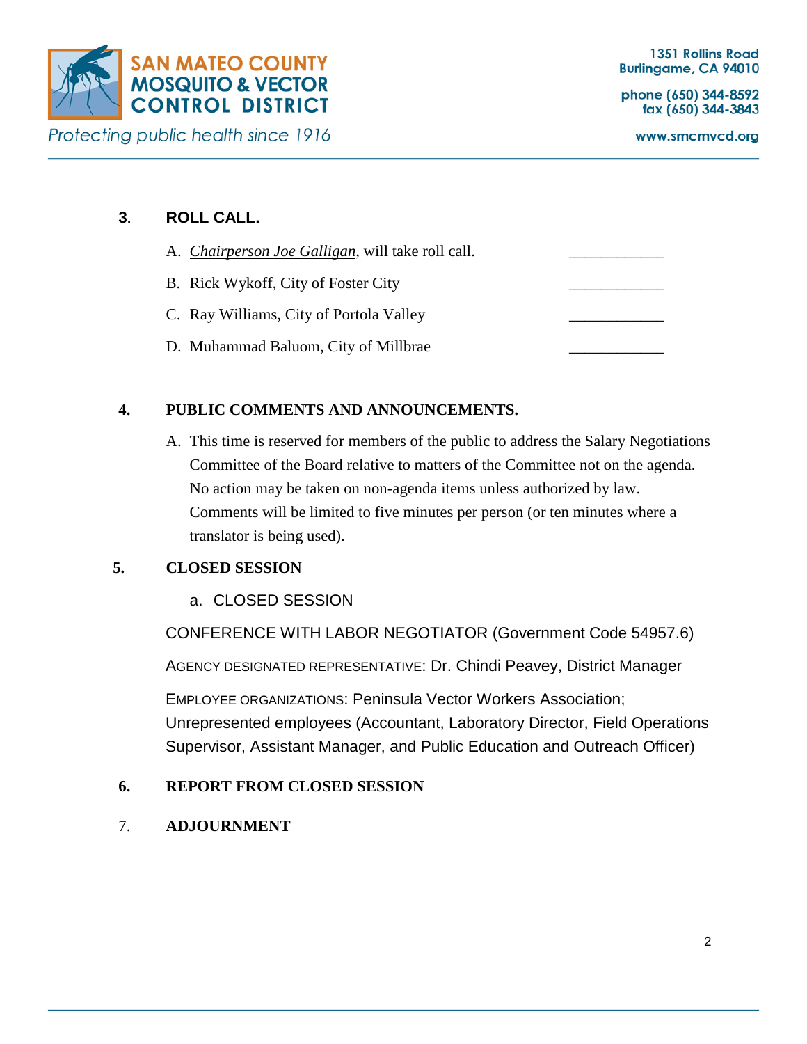### 3. ROLL CALL.

A. *Chairperson Joe Galligan*, will take roll call. ____________

B. Rick Wykoff, City of Foster City ____________

C. Ray Williams, City of Portola Valley ____________

D. Muhammad Baluom, City of Millbrae ____________

### 4. PUBLIC COMMENTS AND ANNOUNCEMENTS.

A. This time is reserved for members of the public to address the Salary Negotiations Committee of the Board relative to matters of the Committee not on the agenda. No action may be taken on non-agenda items unless authorized by law. Comments will be limited to five minutes per person (or ten minutes where a translator is being used).

### 5. CLOSED SESSION

a. CLOSED SESSION

CONFERENCE WITH LABOR NEGOTIATOR (Government Code 54957.6)

AGENCY DESIGNATED REPRESENTATIVE: Dr. Chindi Peavey, District Manager

EMPLOYEE ORGANIZATIONS: Peninsula Vector Workers Association; Unrepresented employees (Accountant, Laboratory Director, Field Operations Supervisor, Assistant Manager, and Public Education and Outreach Officer)

### 6. REPORT FROM CLOSED SESSION

### 7. ADJOURNMENT